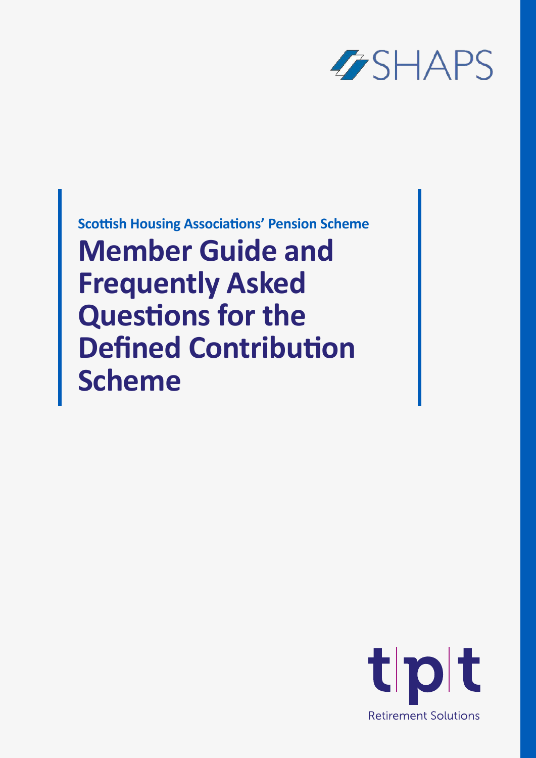SHAPS

Scottish Housing Associations' Pension Scheme

# Member Guide and Frequently Asked Questions for the Defined Contribution Scheme

tpt

Retirement Solutions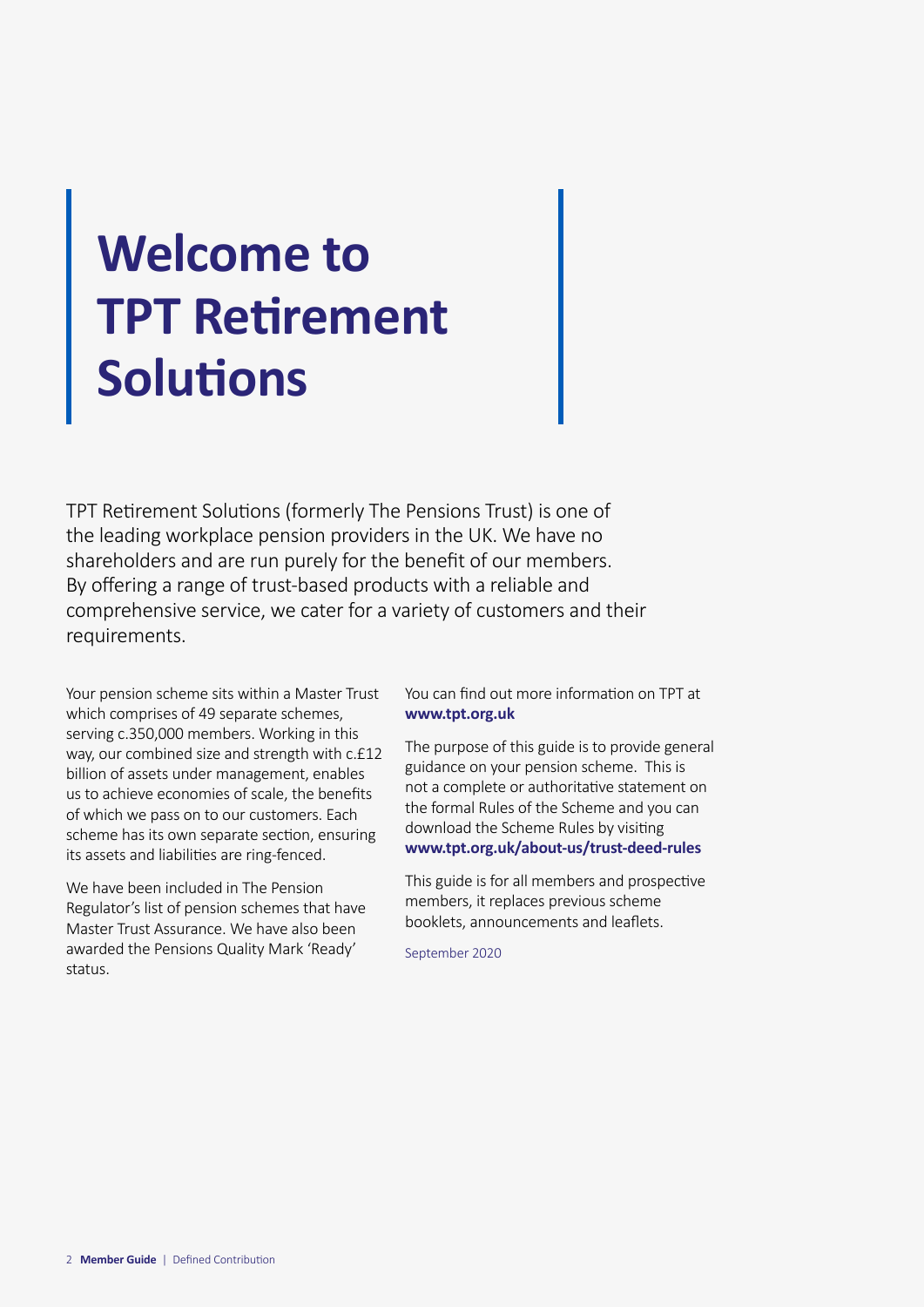# Welcome to TPT Retirement Solutions

TPT Retirement Solutions (formerly The Pensions Trust) is one of the leading workplace pension providers in the UK. We have no shareholders and are run purely for the benefit of our members. By offering a range of trust-based products with a reliable and comprehensive service, we cater for a variety of customers and their requirements.

Your pension scheme sits within a Master Trust which comprises of 49 separate schemes, serving c.350,000 members. Working in this way, our combined size and strength with c.£12 billion of assets under management, enables us to achieve economies of scale, the benefits of which we pass on to our customers. Each scheme has its own separate section, ensuring its assets and liabilities are ring-fenced.

We have been included in The Pension Regulator's list of pension schemes that have Master Trust Assurance. We have also been awarded the Pensions Quality Mark 'Ready' status.

You can find out more information on TPT at **www.tpt.org.uk**

The purpose of this guide is to provide general guidance on your pension scheme. This is not a complete or authoritative statement on the formal Rules of the Scheme and you can download the Scheme Rules by visiting **www.tpt.org.uk/about-us/trust-deed-rules**

This guide is for all members and prospective members, it replaces previous scheme booklets, announcements and leaflets.

September 2020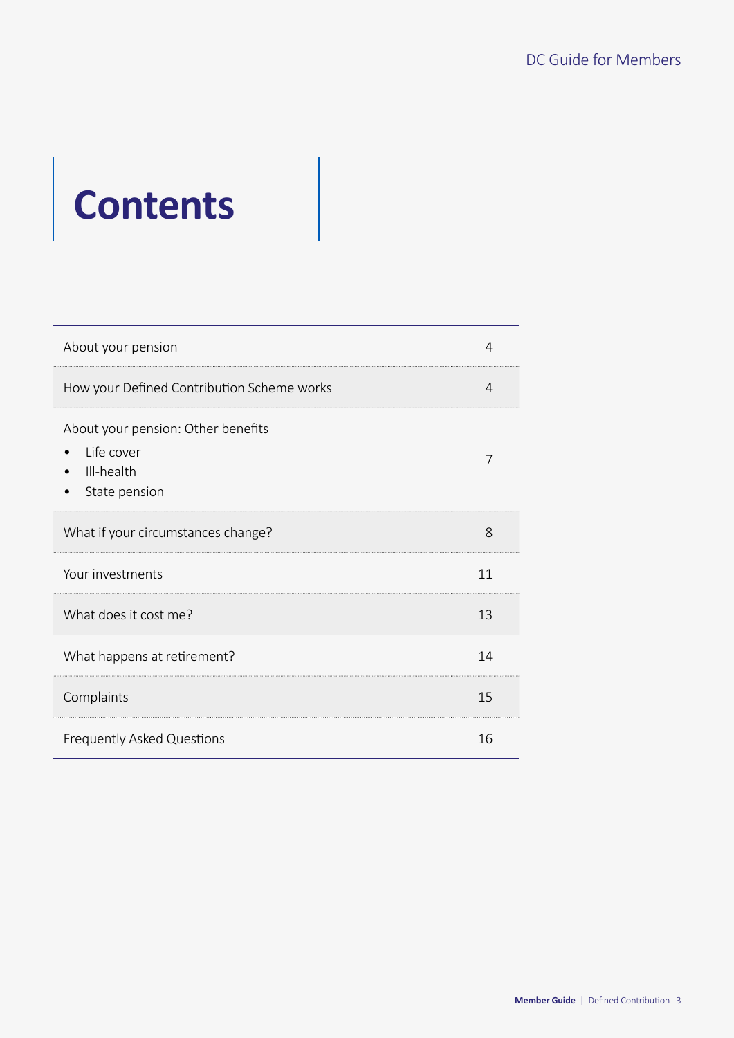# Contents

| Section | Page |
|---|---|
| About your pension | 4 |
| How your Defined Contribution Scheme works | 4 |
| About your pension: Other benefits<br>• Life cover<br>• Ill-health<br>• State pension | 7 |
| What if your circumstances change? | 8 |
| Your investments | 11 |
| What does it cost me? | 13 |
| What happens at retirement? | 14 |
| Complaints | 15 |
| Frequently Asked Questions | 16 |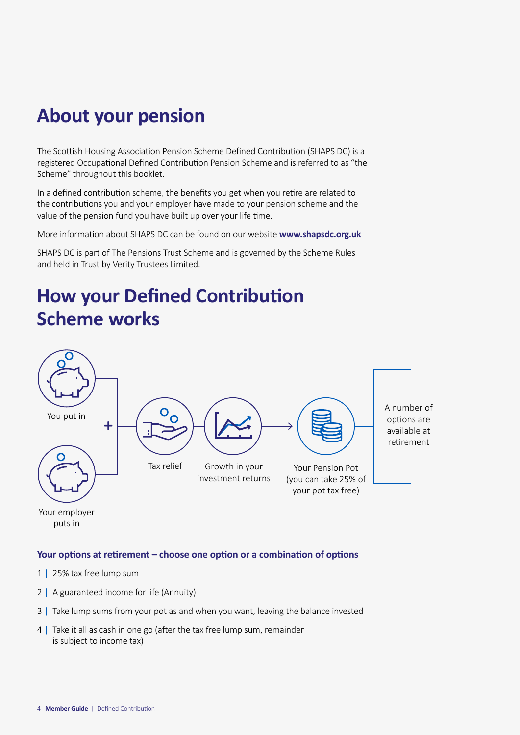# About your pension

The Scottish Housing Association Pension Scheme Defined Contribution (SHAPS DC) is a registered Occupational Defined Contribution Pension Scheme and is referred to as "the Scheme" throughout this booklet.

In a defined contribution scheme, the benefits you get when you retire are related to the contributions you and your employer have made to your pension scheme and the value of the pension fund you have built up over your life time.

More information about SHAPS DC can be found on our website **www.shapsdc.org.uk**

SHAPS DC is part of The Pensions Trust Scheme and is governed by the Scheme Rules and held in Trust by Verity Trustees Limited.

# How your Defined Contribution Scheme works

You put in

+

Your employer puts in

Tax relief

Growth in your investment returns

Your Pension Pot (you can take 25% of your pot tax free)

A number of options are available at retirement

### Your options at retirement – choose one option or a combination of options

1 | 25% tax free lump sum

2 | A guaranteed income for life (Annuity)

3 | Take lump sums from your pot as and when you want, leaving the balance invested

4 | Take it all as cash in one go (after the tax free lump sum, remainder is subject to income tax)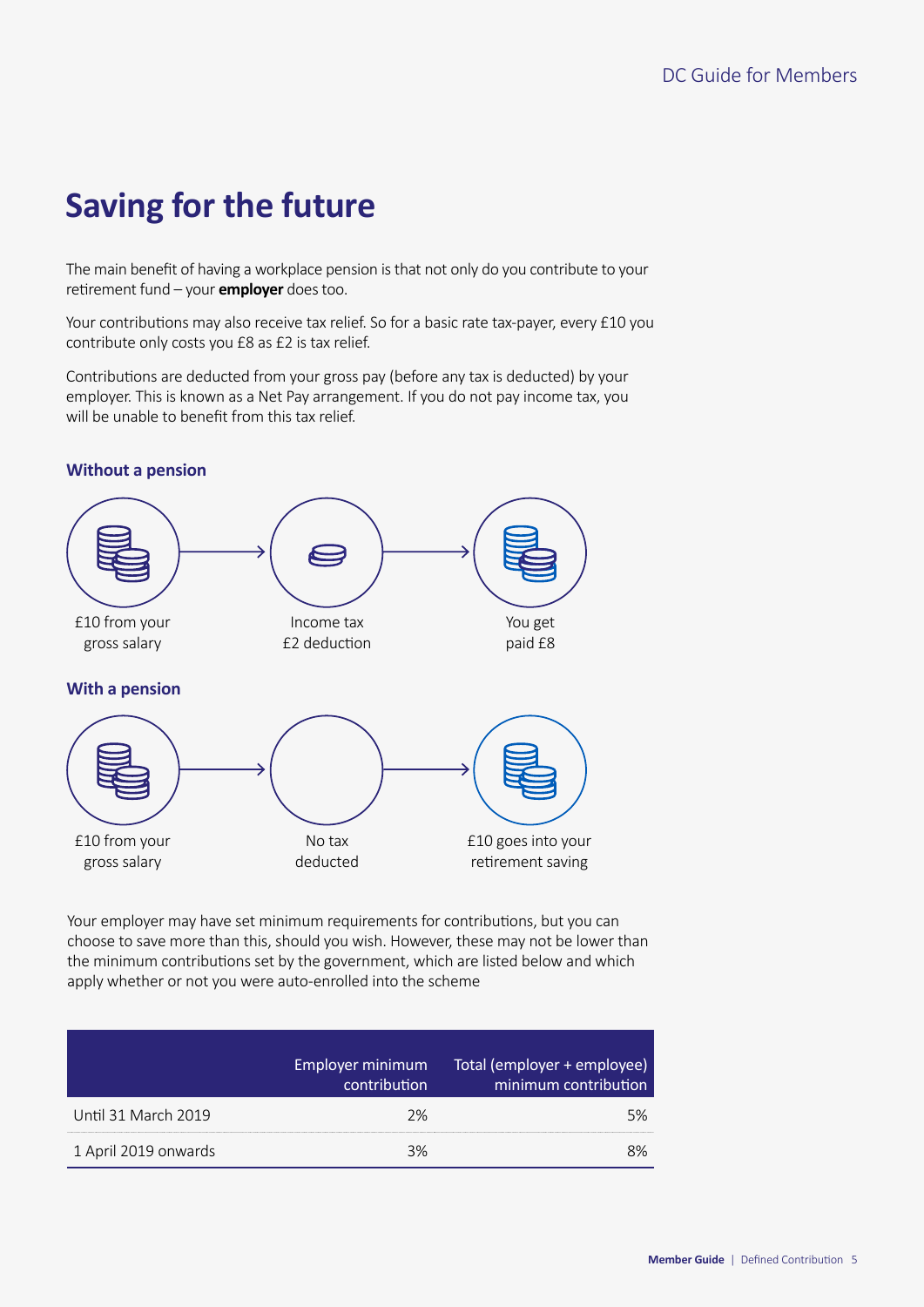# Saving for the future

The main benefit of having a workplace pension is that not only do you contribute to your retirement fund – your **employer** does too.

Your contributions may also receive tax relief. So for a basic rate tax-payer, every £10 you contribute only costs you £8 as £2 is tax relief.

Contributions are deducted from your gross pay (before any tax is deducted) by your employer. This is known as a Net Pay arrangement. If you do not pay income tax, you will be unable to benefit from this tax relief.

### Without a pension

£10 from your gross salary → Income tax £2 deduction → You get paid £8

### With a pension

£10 from your gross salary → No tax deducted → £10 goes into your retirement saving

Your employer may have set minimum requirements for contributions, but you can choose to save more than this, should you wish. However, these may not be lower than the minimum contributions set by the government, which are listed below and which apply whether or not you were auto-enrolled into the scheme

| | Employer minimum contribution | Total (employer + employee) minimum contribution |
|---|---|---|
| Until 31 March 2019 | 2% | 5% |
| 1 April 2019 onwards | 3% | 8% |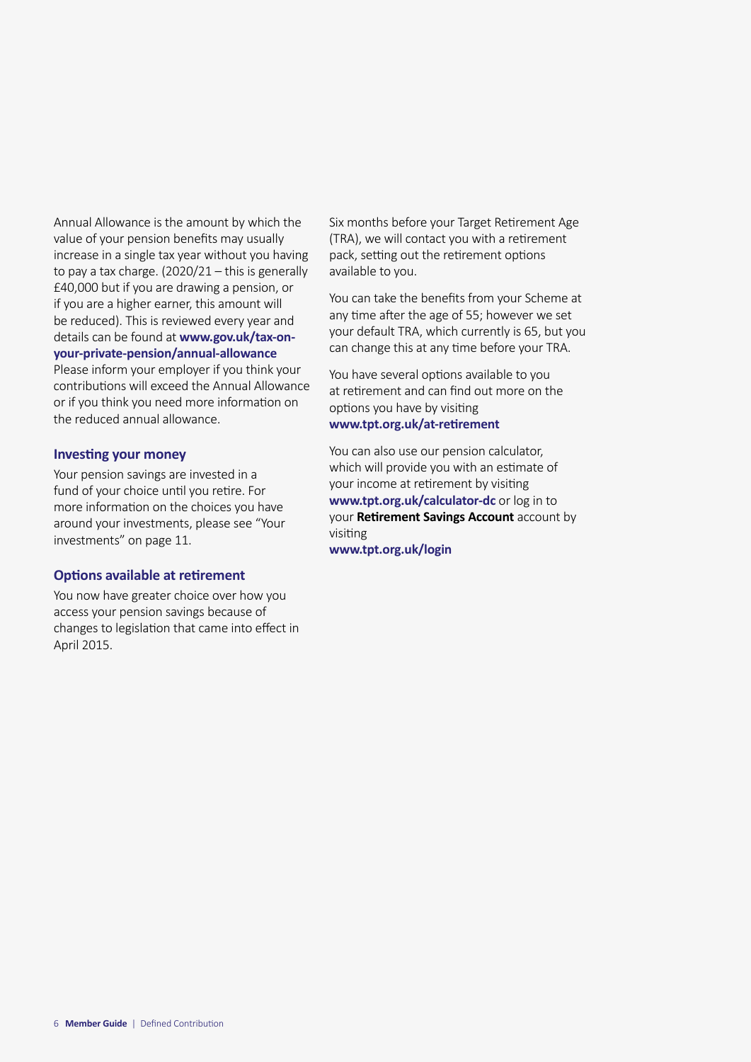Annual Allowance is the amount by which the value of your pension benefits may usually increase in a single tax year without you having to pay a tax charge. (2020/21 – this is generally £40,000 but if you are drawing a pension, or if you are a higher earner, this amount will be reduced). This is reviewed every year and details can be found at **www.gov.uk/tax-on-your-private-pension/annual-allowance** Please inform your employer if you think your contributions will exceed the Annual Allowance or if you think you need more information on the reduced annual allowance.

### Investing your money

Your pension savings are invested in a fund of your choice until you retire. For more information on the choices you have around your investments, please see "Your investments" on page 11.

### Options available at retirement

You now have greater choice over how you access your pension savings because of changes to legislation that came into effect in April 2015.

Six months before your Target Retirement Age (TRA), we will contact you with a retirement pack, setting out the retirement options available to you.

You can take the benefits from your Scheme at any time after the age of 55; however we set your default TRA, which currently is 65, but you can change this at any time before your TRA.

You have several options available to you at retirement and can find out more on the options you have by visiting **www.tpt.org.uk/at-retirement**

You can also use our pension calculator, which will provide you with an estimate of your income at retirement by visiting **www.tpt.org.uk/calculator-dc** or log in to your **Retirement Savings Account** account by visiting **www.tpt.org.uk/login**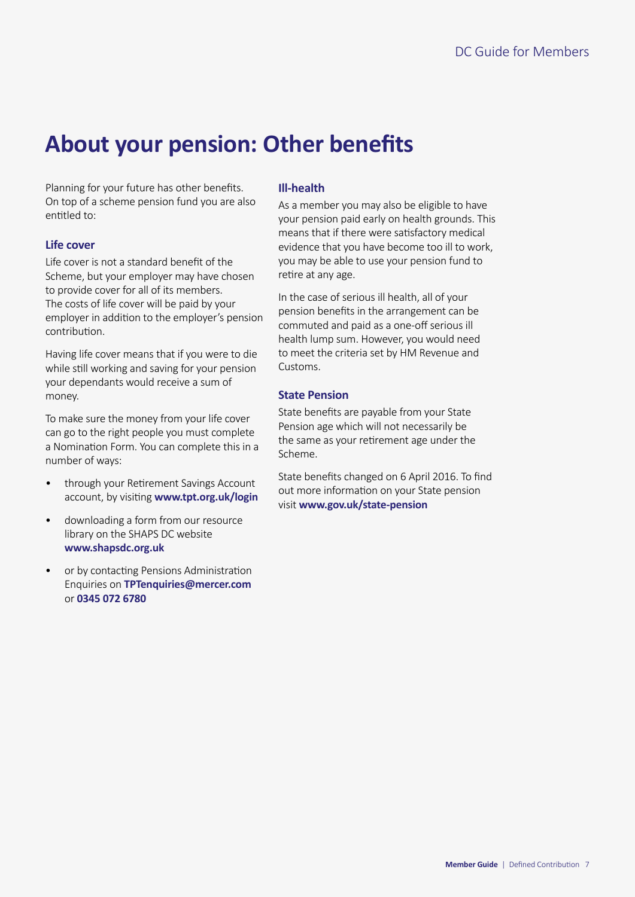# About your pension: Other benefits

Planning for your future has other benefits. On top of a scheme pension fund you are also entitled to:

### Life cover

Life cover is not a standard benefit of the Scheme, but your employer may have chosen to provide cover for all of its members. The costs of life cover will be paid by your employer in addition to the employer's pension contribution.

Having life cover means that if you were to die while still working and saving for your pension your dependants would receive a sum of money.

To make sure the money from your life cover can go to the right people you must complete a Nomination Form. You can complete this in a number of ways:

- through your Retirement Savings Account account, by visiting **www.tpt.org.uk/login**
- downloading a form from our resource library on the SHAPS DC website **www.shapsdc.org.uk**
- or by contacting Pensions Administration Enquiries on **TPTenquiries@mercer.com** or **0345 072 6780**

### Ill-health

As a member you may also be eligible to have your pension paid early on health grounds. This means that if there were satisfactory medical evidence that you have become too ill to work, you may be able to use your pension fund to retire at any age.

In the case of serious ill health, all of your pension benefits in the arrangement can be commuted and paid as a one-off serious ill health lump sum. However, you would need to meet the criteria set by HM Revenue and Customs.

### State Pension

State benefits are payable from your State Pension age which will not necessarily be the same as your retirement age under the Scheme.

State benefits changed on 6 April 2016. To find out more information on your State pension visit **www.gov.uk/state-pension**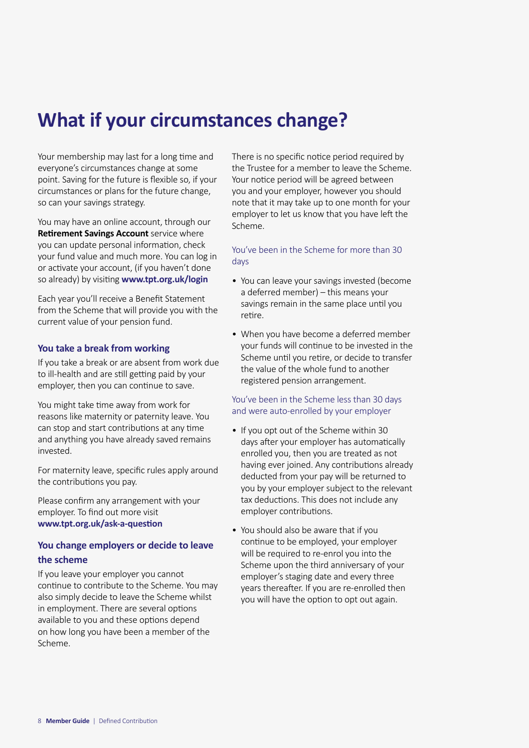# What if your circumstances change?

Your membership may last for a long time and everyone's circumstances change at some point. Saving for the future is flexible so, if your circumstances or plans for the future change, so can your savings strategy.

You may have an online account, through our **Retirement Savings Account** service where you can update personal information, check your fund value and much more. You can log in or activate your account, (if you haven't done so already) by visiting **www.tpt.org.uk/login**

Each year you'll receive a Benefit Statement from the Scheme that will provide you with the current value of your pension fund.

### You take a break from working

If you take a break or are absent from work due to ill-health and are still getting paid by your employer, then you can continue to save.

You might take time away from work for reasons like maternity or paternity leave. You can stop and start contributions at any time and anything you have already saved remains invested.

For maternity leave, specific rules apply around the contributions you pay.

Please confirm any arrangement with your employer. To find out more visit **www.tpt.org.uk/ask-a-question**

### You change employers or decide to leave the scheme

If you leave your employer you cannot continue to contribute to the Scheme. You may also simply decide to leave the Scheme whilst in employment. There are several options available to you and these options depend on how long you have been a member of the Scheme.

There is no specific notice period required by the Trustee for a member to leave the Scheme. Your notice period will be agreed between you and your employer, however you should note that it may take up to one month for your employer to let us know that you have left the Scheme.

#### You've been in the Scheme for more than 30 days

- You can leave your savings invested (become a deferred member) – this means your savings remain in the same place until you retire.
- When you have become a deferred member your funds will continue to be invested in the Scheme until you retire, or decide to transfer the value of the whole fund to another registered pension arrangement.

#### You've been in the Scheme less than 30 days and were auto-enrolled by your employer

- If you opt out of the Scheme within 30 days after your employer has automatically enrolled you, then you are treated as not having ever joined. Any contributions already deducted from your pay will be returned to you by your employer subject to the relevant tax deductions. This does not include any employer contributions.
- You should also be aware that if you continue to be employed, your employer will be required to re-enrol you into the Scheme upon the third anniversary of your employer's staging date and every three years thereafter. If you are re-enrolled then you will have the option to opt out again.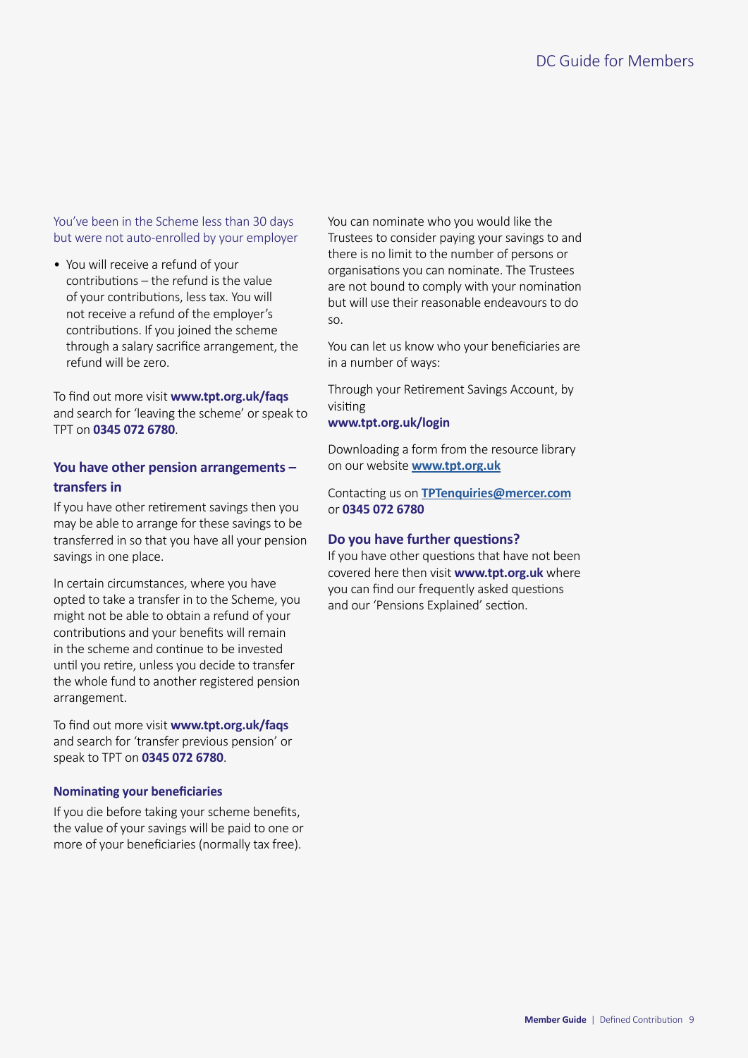You've been in the Scheme less than 30 days but were not auto-enrolled by your employer

- You will receive a refund of your contributions – the refund is the value of your contributions, less tax. You will not receive a refund of the employer's contributions. If you joined the scheme through a salary sacrifice arrangement, the refund will be zero.

To find out more visit **www.tpt.org.uk/faqs** and search for 'leaving the scheme' or speak to TPT on **0345 072 6780**.

### You have other pension arrangements – transfers in

If you have other retirement savings then you may be able to arrange for these savings to be transferred in so that you have all your pension savings in one place.

In certain circumstances, where you have opted to take a transfer in to the Scheme, you might not be able to obtain a refund of your contributions and your benefits will remain in the scheme and continue to be invested until you retire, unless you decide to transfer the whole fund to another registered pension arrangement.

To find out more visit **www.tpt.org.uk/faqs** and search for 'transfer previous pension' or speak to TPT on **0345 072 6780**.

#### Nominating your beneficiaries

If you die before taking your scheme benefits, the value of your savings will be paid to one or more of your beneficiaries (normally tax free).

You can nominate who you would like the Trustees to consider paying your savings to and there is no limit to the number of persons or organisations you can nominate. The Trustees are not bound to comply with your nomination but will use their reasonable endeavours to do so.

You can let us know who your beneficiaries are in a number of ways:

Through your Retirement Savings Account, by visiting
**www.tpt.org.uk/login**

Downloading a form from the resource library on our website **www.tpt.org.uk**

Contacting us on **TPTenquiries@mercer.com** or **0345 072 6780**

### Do you have further questions?

If you have other questions that have not been covered here then visit **www.tpt.org.uk** where you can find our frequently asked questions and our 'Pensions Explained' section.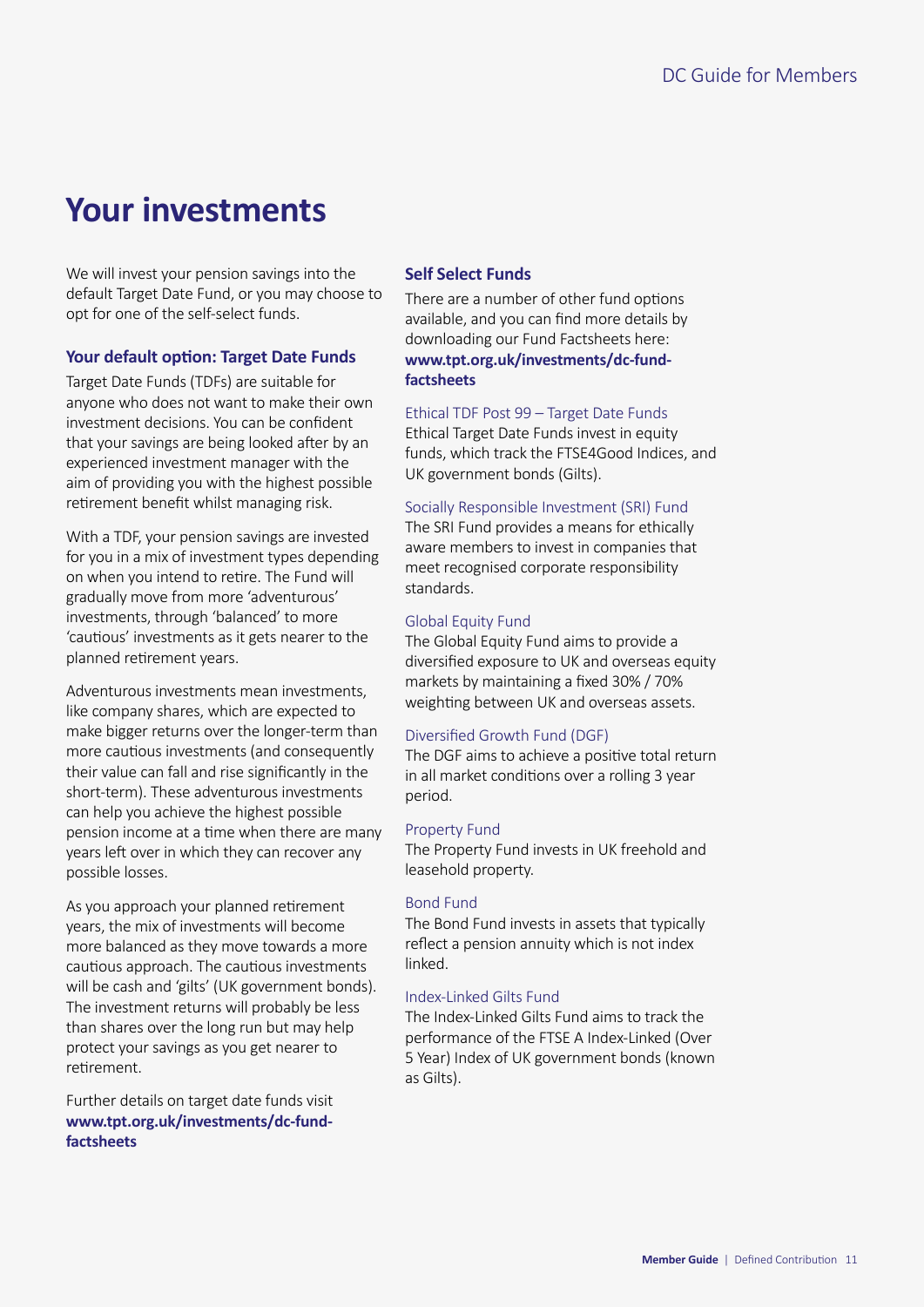# Your investments

We will invest your pension savings into the default Target Date Fund, or you may choose to opt for one of the self-select funds.

### Your default option: Target Date Funds

Target Date Funds (TDFs) are suitable for anyone who does not want to make their own investment decisions. You can be confident that your savings are being looked after by an experienced investment manager with the aim of providing you with the highest possible retirement benefit whilst managing risk.

With a TDF, your pension savings are invested for you in a mix of investment types depending on when you intend to retire. The Fund will gradually move from more 'adventurous' investments, through 'balanced' to more 'cautious' investments as it gets nearer to the planned retirement years.

Adventurous investments mean investments, like company shares, which are expected to make bigger returns over the longer-term than more cautious investments (and consequently their value can fall and rise significantly in the short-term). These adventurous investments can help you achieve the highest possible pension income at a time when there are many years left over in which they can recover any possible losses.

As you approach your planned retirement years, the mix of investments will become more balanced as they move towards a more cautious approach. The cautious investments will be cash and 'gilts' (UK government bonds). The investment returns will probably be less than shares over the long run but may help protect your savings as you get nearer to retirement.

Further details on target date funds visit **www.tpt.org.uk/investments/dc-fund-factsheets**

### Self Select Funds

There are a number of other fund options available, and you can find more details by downloading our Fund Factsheets here: **www.tpt.org.uk/investments/dc-fund-factsheets**

#### Ethical TDF Post 99 – Target Date Funds

Ethical Target Date Funds invest in equity funds, which track the FTSE4Good Indices, and UK government bonds (Gilts).

#### Socially Responsible Investment (SRI) Fund

The SRI Fund provides a means for ethically aware members to invest in companies that meet recognised corporate responsibility standards.

#### Global Equity Fund

The Global Equity Fund aims to provide a diversified exposure to UK and overseas equity markets by maintaining a fixed 30% / 70% weighting between UK and overseas assets.

#### Diversified Growth Fund (DGF)

The DGF aims to achieve a positive total return in all market conditions over a rolling 3 year period.

#### Property Fund

The Property Fund invests in UK freehold and leasehold property.

#### Bond Fund

The Bond Fund invests in assets that typically reflect a pension annuity which is not index linked.

#### Index-Linked Gilts Fund

The Index-Linked Gilts Fund aims to track the performance of the FTSE A Index-Linked (Over 5 Year) Index of UK government bonds (known as Gilts).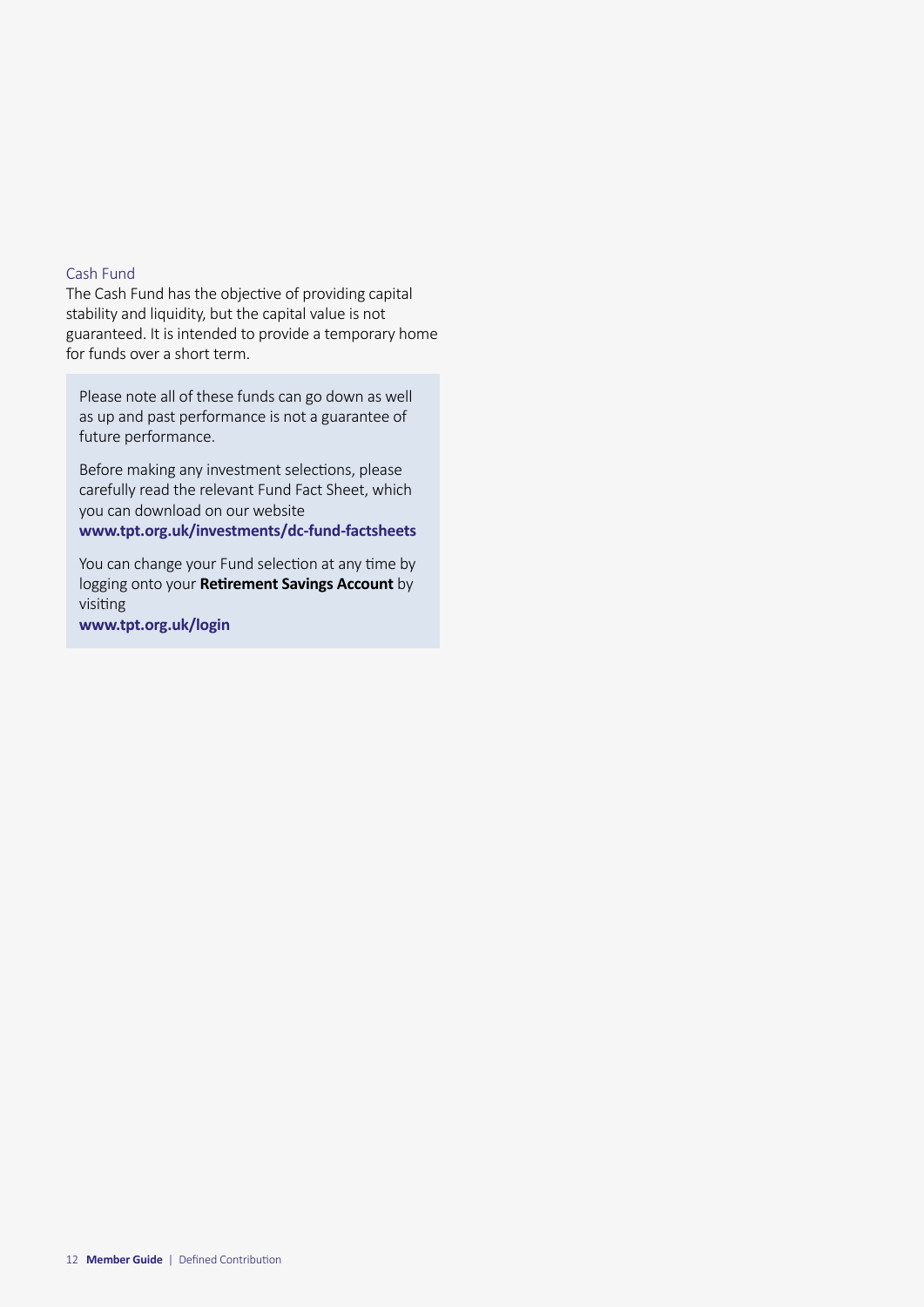### Cash Fund

The Cash Fund has the objective of providing capital stability and liquidity, but the capital value is not guaranteed. It is intended to provide a temporary home for funds over a short term.

> Please note all of these funds can go down as well as up and past performance is not a guarantee of future performance.
>
> Before making any investment selections, please carefully read the relevant Fund Fact Sheet, which you can download on our website **www.tpt.org.uk/investments/dc-fund-factsheets**
>
> You can change your Fund selection at any time by logging onto your **Retirement Savings Account** by visiting **www.tpt.org.uk/login**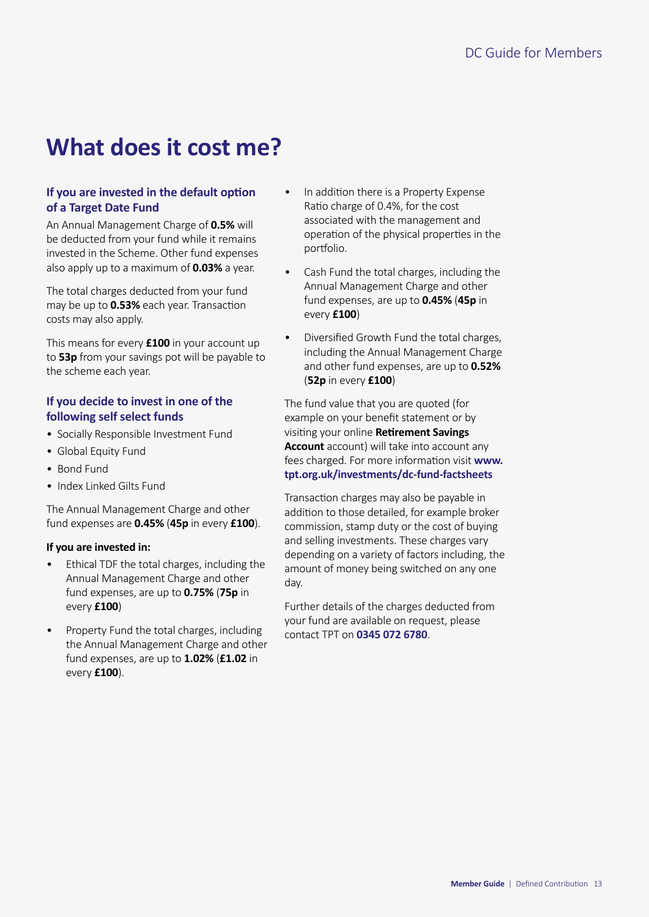# What does it cost me?

### If you are invested in the default option of a Target Date Fund

An Annual Management Charge of **0.5%** will be deducted from your fund while it remains invested in the Scheme. Other fund expenses also apply up to a maximum of **0.03%** a year.

The total charges deducted from your fund may be up to **0.53%** each year. Transaction costs may also apply.

This means for every **£100** in your account up to **53p** from your savings pot will be payable to the scheme each year.

### If you decide to invest in one of the following self select funds

- Socially Responsible Investment Fund
- Global Equity Fund
- Bond Fund
- Index Linked Gilts Fund

The Annual Management Charge and other fund expenses are **0.45%** (**45p** in every **£100**).

**If you are invested in:**

- Ethical TDF the total charges, including the Annual Management Charge and other fund expenses, are up to **0.75%** (**75p** in every **£100**)
- Property Fund the total charges, including the Annual Management Charge and other fund expenses, are up to **1.02%** (**£1.02** in every **£100**).
- In addition there is a Property Expense Ratio charge of 0.4%, for the cost associated with the management and operation of the physical properties in the portfolio.
- Cash Fund the total charges, including the Annual Management Charge and other fund expenses, are up to **0.45%** (**45p** in every **£100**)
- Diversified Growth Fund the total charges, including the Annual Management Charge and other fund expenses, are up to **0.52%** (**52p** in every **£100**)

The fund value that you are quoted (for example on your benefit statement or by visiting your online **Retirement Savings Account** account) will take into account any fees charged. For more information visit **www.tpt.org.uk/investments/dc-fund-factsheets**

Transaction charges may also be payable in addition to those detailed, for example broker commission, stamp duty or the cost of buying and selling investments. These charges vary depending on a variety of factors including, the amount of money being switched on any one day.

Further details of the charges deducted from your fund are available on request, please contact TPT on **0345 072 6780**.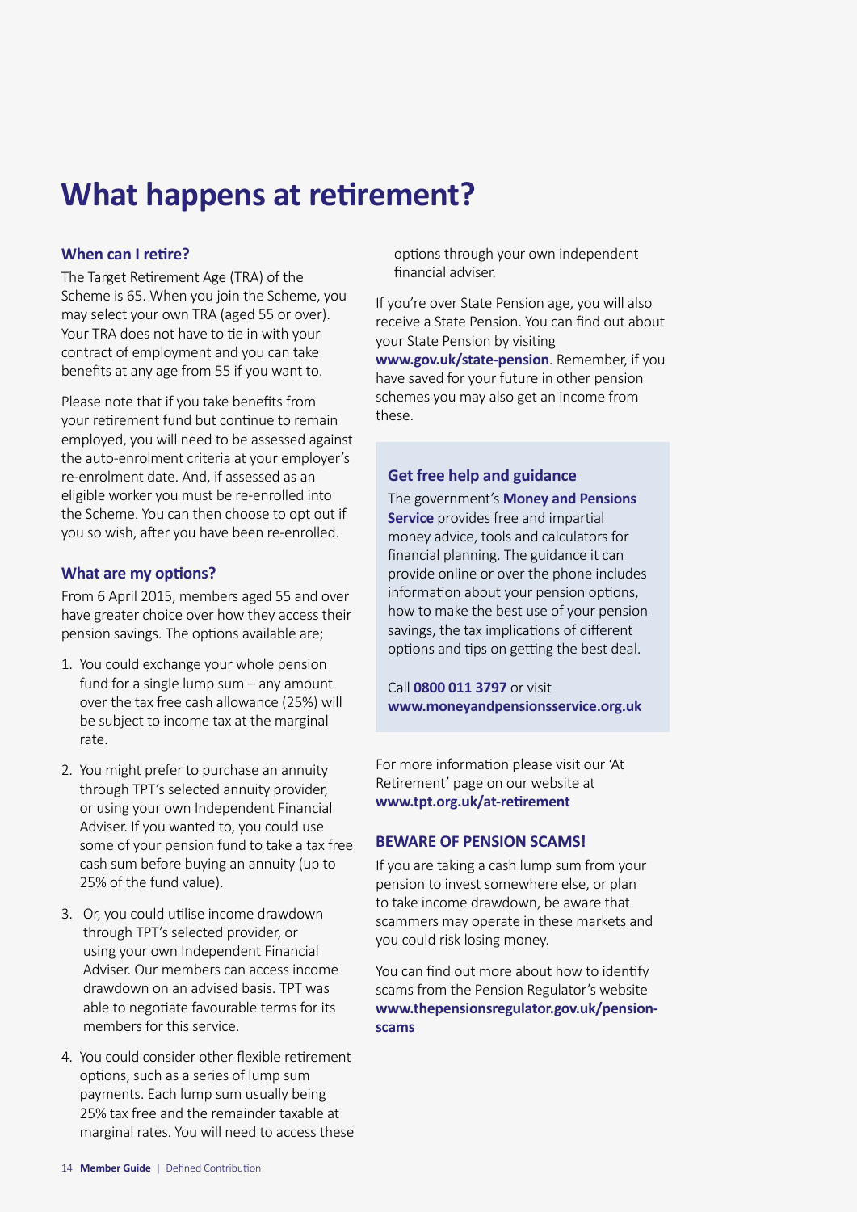# What happens at retirement?

### When can I retire?

The Target Retirement Age (TRA) of the Scheme is 65. When you join the Scheme, you may select your own TRA (aged 55 or over). Your TRA does not have to tie in with your contract of employment and you can take benefits at any age from 55 if you want to.

Please note that if you take benefits from your retirement fund but continue to remain employed, you will need to be assessed against the auto-enrolment criteria at your employer's re-enrolment date. And, if assessed as an eligible worker you must be re-enrolled into the Scheme. You can then choose to opt out if you so wish, after you have been re-enrolled.

### What are my options?

From 6 April 2015, members aged 55 and over have greater choice over how they access their pension savings. The options available are;

1. You could exchange your whole pension fund for a single lump sum – any amount over the tax free cash allowance (25%) will be subject to income tax at the marginal rate.
2. You might prefer to purchase an annuity through TPT's selected annuity provider, or using your own Independent Financial Adviser. If you wanted to, you could use some of your pension fund to take a tax free cash sum before buying an annuity (up to 25% of the fund value).
3. Or, you could utilise income drawdown through TPT's selected provider, or using your own Independent Financial Adviser. Our members can access income drawdown on an advised basis. TPT was able to negotiate favourable terms for its members for this service.
4. You could consider other flexible retirement options, such as a series of lump sum payments. Each lump sum usually being 25% tax free and the remainder taxable at marginal rates. You will need to access these options through your own independent financial adviser.

If you're over State Pension age, you will also receive a State Pension. You can find out about your State Pension by visiting **www.gov.uk/state-pension**. Remember, if you have saved for your future in other pension schemes you may also get an income from these.

### Get free help and guidance

The government's **Money and Pensions Service** provides free and impartial money advice, tools and calculators for financial planning. The guidance it can provide online or over the phone includes information about your pension options, how to make the best use of your pension savings, the tax implications of different options and tips on getting the best deal.

Call **0800 011 3797** or visit **www.moneyandpensionsservice.org.uk**

For more information please visit our 'At Retirement' page on our website at **www.tpt.org.uk/at-retirement**

### BEWARE OF PENSION SCAMS!

If you are taking a cash lump sum from your pension to invest somewhere else, or plan to take income drawdown, be aware that scammers may operate in these markets and you could risk losing money.

You can find out more about how to identify scams from the Pension Regulator's website **www.thepensionsregulator.gov.uk/pension-scams**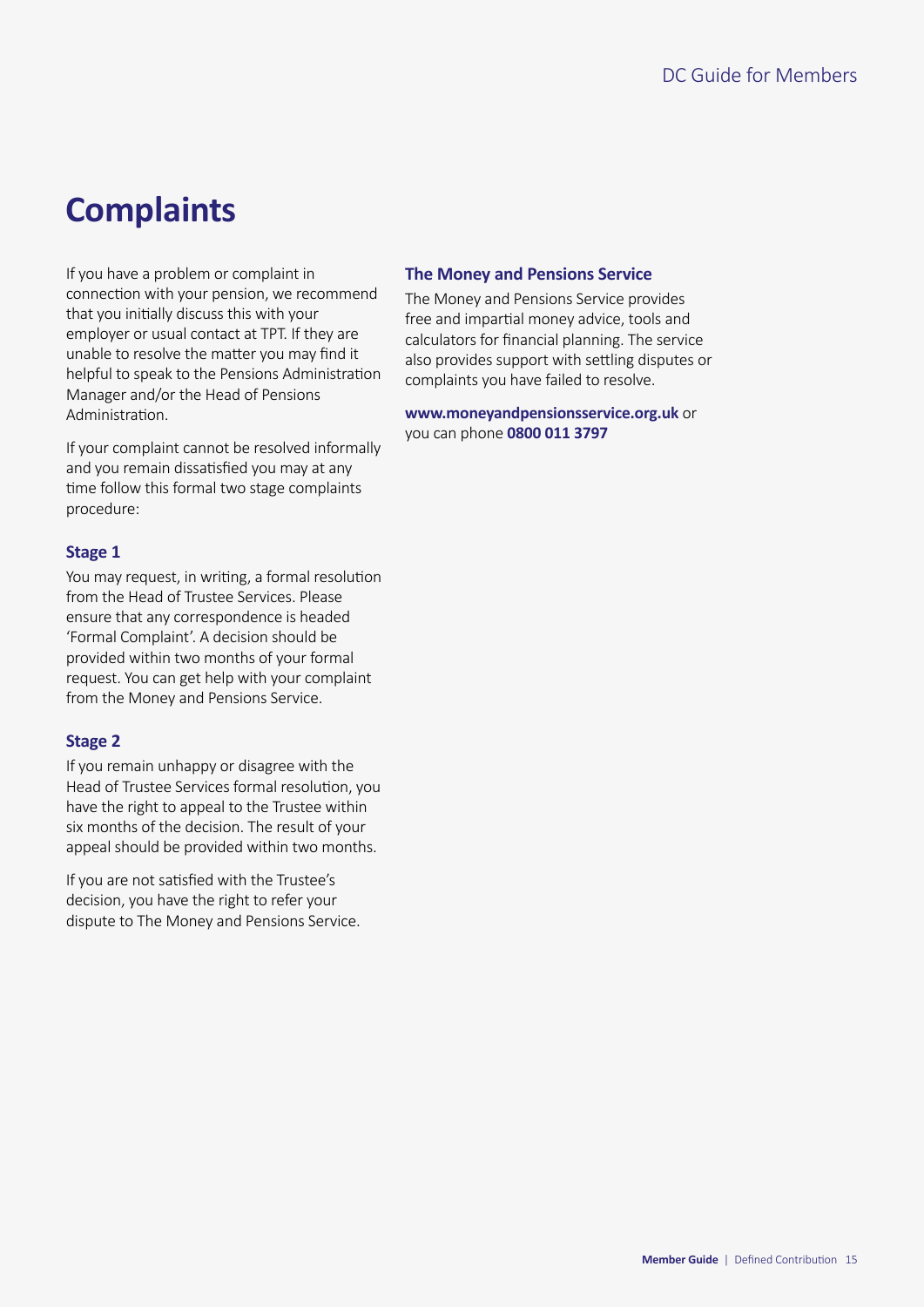# Complaints

If you have a problem or complaint in connection with your pension, we recommend that you initially discuss this with your employer or usual contact at TPT. If they are unable to resolve the matter you may find it helpful to speak to the Pensions Administration Manager and/or the Head of Pensions Administration.

If your complaint cannot be resolved informally and you remain dissatisfied you may at any time follow this formal two stage complaints procedure:

### Stage 1

You may request, in writing, a formal resolution from the Head of Trustee Services. Please ensure that any correspondence is headed 'Formal Complaint'. A decision should be provided within two months of your formal request. You can get help with your complaint from the Money and Pensions Service.

### Stage 2

If you remain unhappy or disagree with the Head of Trustee Services formal resolution, you have the right to appeal to the Trustee within six months of the decision. The result of your appeal should be provided within two months.

If you are not satisfied with the Trustee's decision, you have the right to refer your dispute to The Money and Pensions Service.

### The Money and Pensions Service

The Money and Pensions Service provides free and impartial money advice, tools and calculators for financial planning. The service also provides support with settling disputes or complaints you have failed to resolve.

**www.moneyandpensionsservice.org.uk** or you can phone **0800 011 3797**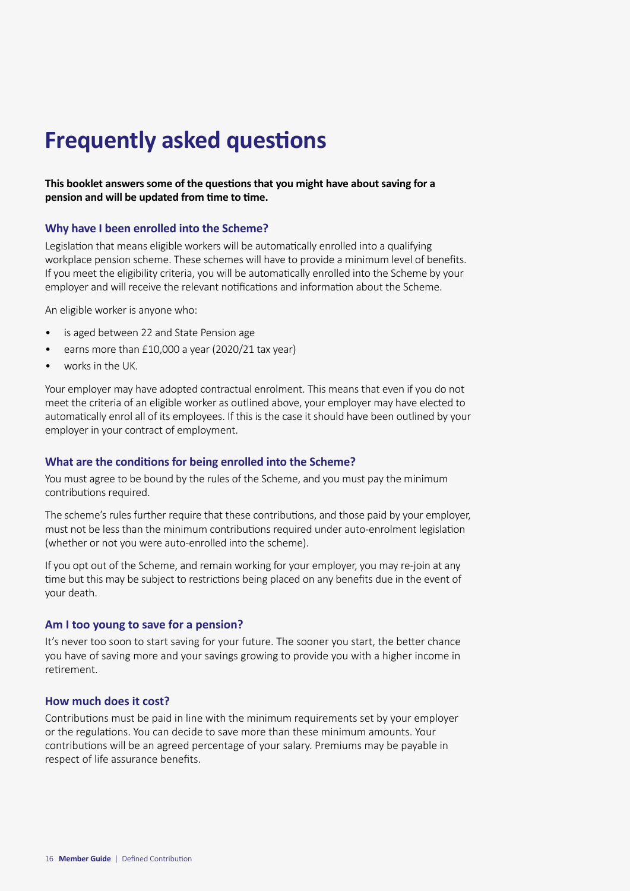# Frequently asked questions

**This booklet answers some of the questions that you might have about saving for a pension and will be updated from time to time.**

### Why have I been enrolled into the Scheme?

Legislation that means eligible workers will be automatically enrolled into a qualifying workplace pension scheme. These schemes will have to provide a minimum level of benefits. If you meet the eligibility criteria, you will be automatically enrolled into the Scheme by your employer and will receive the relevant notifications and information about the Scheme.

An eligible worker is anyone who:

- is aged between 22 and State Pension age
- earns more than £10,000 a year (2020/21 tax year)
- works in the UK.

Your employer may have adopted contractual enrolment. This means that even if you do not meet the criteria of an eligible worker as outlined above, your employer may have elected to automatically enrol all of its employees. If this is the case it should have been outlined by your employer in your contract of employment.

### What are the conditions for being enrolled into the Scheme?

You must agree to be bound by the rules of the Scheme, and you must pay the minimum contributions required.

The scheme's rules further require that these contributions, and those paid by your employer, must not be less than the minimum contributions required under auto-enrolment legislation (whether or not you were auto-enrolled into the scheme).

If you opt out of the Scheme, and remain working for your employer, you may re-join at any time but this may be subject to restrictions being placed on any benefits due in the event of your death.

### Am I too young to save for a pension?

It's never too soon to start saving for your future. The sooner you start, the better chance you have of saving more and your savings growing to provide you with a higher income in retirement.

### How much does it cost?

Contributions must be paid in line with the minimum requirements set by your employer or the regulations. You can decide to save more than these minimum amounts. Your contributions will be an agreed percentage of your salary. Premiums may be payable in respect of life assurance benefits.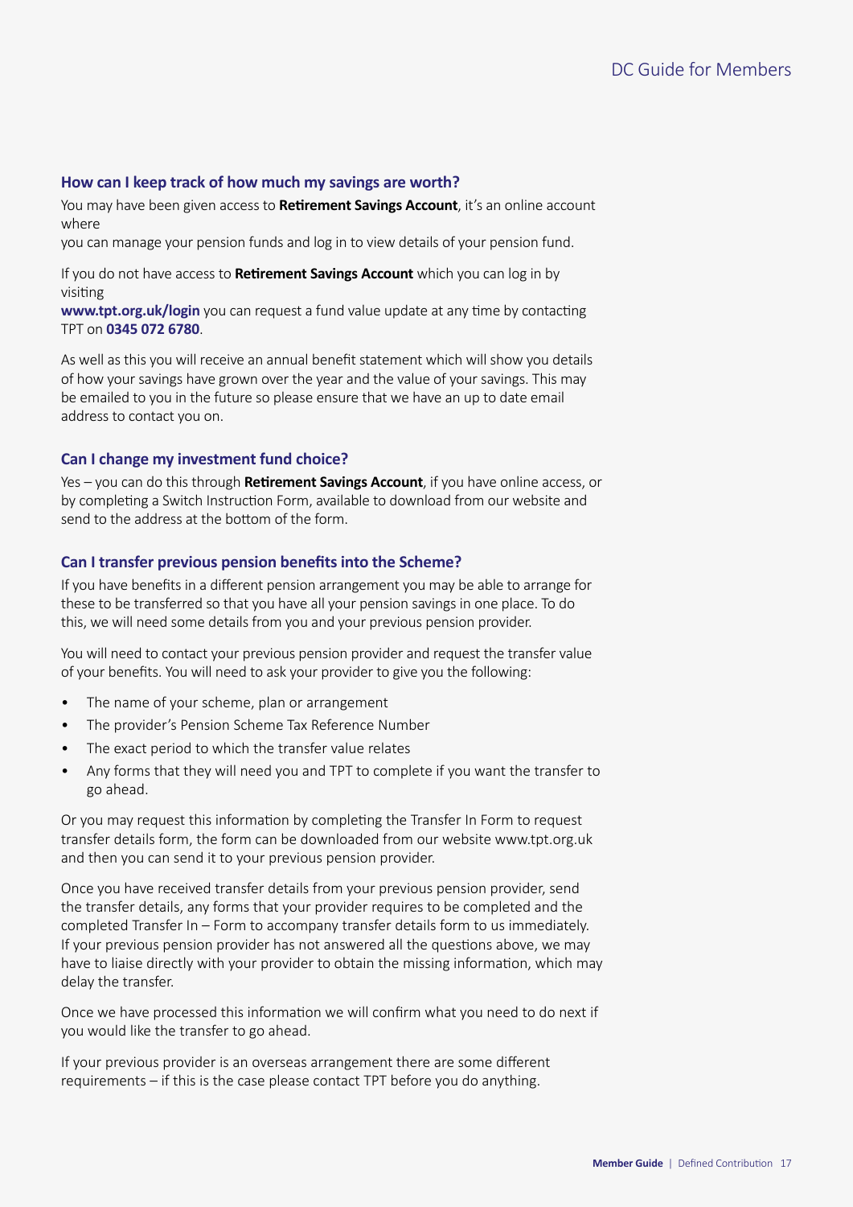### How can I keep track of how much my savings are worth?

You may have been given access to **Retirement Savings Account**, it's an online account where
you can manage your pension funds and log in to view details of your pension fund.

If you do not have access to **Retirement Savings Account** which you can log in by visiting
**www.tpt.org.uk/login** you can request a fund value update at any time by contacting TPT on **0345 072 6780**.

As well as this you will receive an annual benefit statement which will show you details of how your savings have grown over the year and the value of your savings. This may be emailed to you in the future so please ensure that we have an up to date email address to contact you on.

### Can I change my investment fund choice?

Yes – you can do this through **Retirement Savings Account**, if you have online access, or by completing a Switch Instruction Form, available to download from our website and send to the address at the bottom of the form.

### Can I transfer previous pension benefits into the Scheme?

If you have benefits in a different pension arrangement you may be able to arrange for these to be transferred so that you have all your pension savings in one place. To do this, we will need some details from you and your previous pension provider.

You will need to contact your previous pension provider and request the transfer value of your benefits. You will need to ask your provider to give you the following:

- The name of your scheme, plan or arrangement
- The provider's Pension Scheme Tax Reference Number
- The exact period to which the transfer value relates
- Any forms that they will need you and TPT to complete if you want the transfer to go ahead.

Or you may request this information by completing the Transfer In Form to request transfer details form, the form can be downloaded from our website www.tpt.org.uk and then you can send it to your previous pension provider.

Once you have received transfer details from your previous pension provider, send the transfer details, any forms that your provider requires to be completed and the completed Transfer In – Form to accompany transfer details form to us immediately. If your previous pension provider has not answered all the questions above, we may have to liaise directly with your provider to obtain the missing information, which may delay the transfer.

Once we have processed this information we will confirm what you need to do next if you would like the transfer to go ahead.

If your previous provider is an overseas arrangement there are some different requirements – if this is the case please contact TPT before you do anything.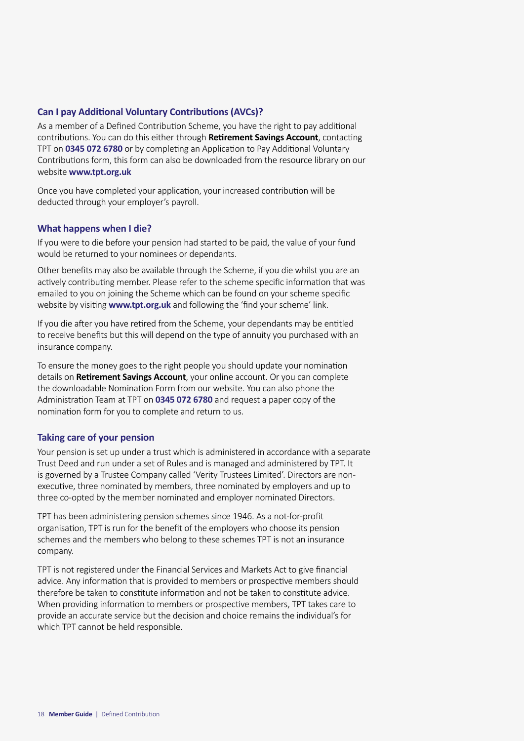## Can I pay Additional Voluntary Contributions (AVCs)?

As a member of a Defined Contribution Scheme, you have the right to pay additional contributions. You can do this either through **Retirement Savings Account**, contacting TPT on **0345 072 6780** or by completing an Application to Pay Additional Voluntary Contributions form, this form can also be downloaded from the resource library on our website **www.tpt.org.uk**

Once you have completed your application, your increased contribution will be deducted through your employer's payroll.

## What happens when I die?

If you were to die before your pension had started to be paid, the value of your fund would be returned to your nominees or dependants.

Other benefits may also be available through the Scheme, if you die whilst you are an actively contributing member. Please refer to the scheme specific information that was emailed to you on joining the Scheme which can be found on your scheme specific website by visiting **www.tpt.org.uk** and following the 'find your scheme' link.

If you die after you have retired from the Scheme, your dependants may be entitled to receive benefits but this will depend on the type of annuity you purchased with an insurance company.

To ensure the money goes to the right people you should update your nomination details on **Retirement Savings Account**, your online account. Or you can complete the downloadable Nomination Form from our website. You can also phone the Administration Team at TPT on **0345 072 6780** and request a paper copy of the nomination form for you to complete and return to us.

## Taking care of your pension

Your pension is set up under a trust which is administered in accordance with a separate Trust Deed and run under a set of Rules and is managed and administered by TPT. It is governed by a Trustee Company called 'Verity Trustees Limited'. Directors are non-executive, three nominated by members, three nominated by employers and up to three co-opted by the member nominated and employer nominated Directors.

TPT has been administering pension schemes since 1946. As a not-for-profit organisation, TPT is run for the benefit of the employers who choose its pension schemes and the members who belong to these schemes TPT is not an insurance company.

TPT is not registered under the Financial Services and Markets Act to give financial advice. Any information that is provided to members or prospective members should therefore be taken to constitute information and not be taken to constitute advice. When providing information to members or prospective members, TPT takes care to provide an accurate service but the decision and choice remains the individual's for which TPT cannot be held responsible.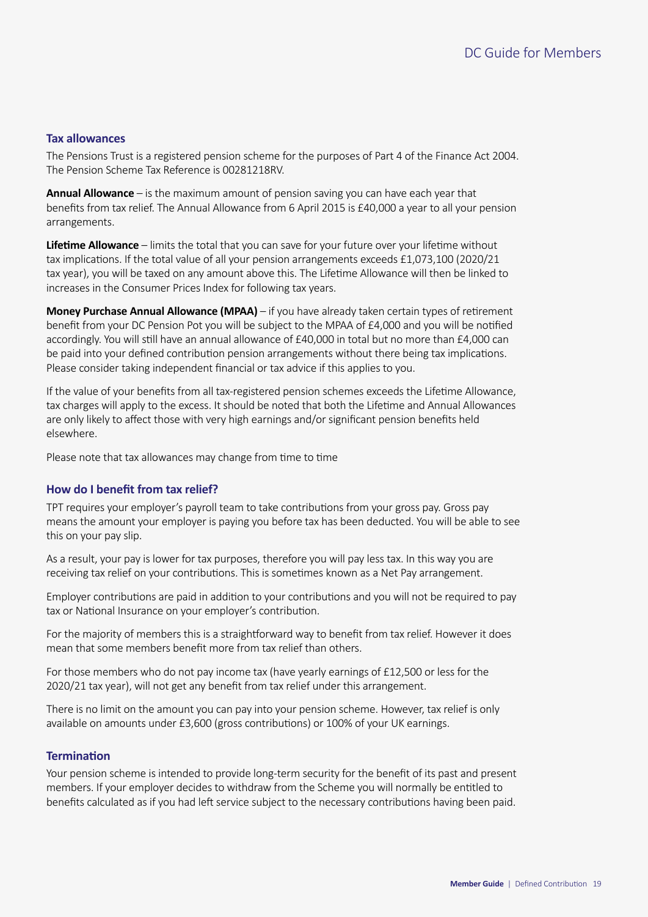## Tax allowances

The Pensions Trust is a registered pension scheme for the purposes of Part 4 of the Finance Act 2004. The Pension Scheme Tax Reference is 00281218RV.

**Annual Allowance** – is the maximum amount of pension saving you can have each year that benefits from tax relief. The Annual Allowance from 6 April 2015 is £40,000 a year to all your pension arrangements.

**Lifetime Allowance** – limits the total that you can save for your future over your lifetime without tax implications. If the total value of all your pension arrangements exceeds £1,073,100 (2020/21 tax year), you will be taxed on any amount above this. The Lifetime Allowance will then be linked to increases in the Consumer Prices Index for following tax years.

**Money Purchase Annual Allowance (MPAA)** – if you have already taken certain types of retirement benefit from your DC Pension Pot you will be subject to the MPAA of £4,000 and you will be notified accordingly. You will still have an annual allowance of £40,000 in total but no more than £4,000 can be paid into your defined contribution pension arrangements without there being tax implications. Please consider taking independent financial or tax advice if this applies to you.

If the value of your benefits from all tax-registered pension schemes exceeds the Lifetime Allowance, tax charges will apply to the excess. It should be noted that both the Lifetime and Annual Allowances are only likely to affect those with very high earnings and/or significant pension benefits held elsewhere.

Please note that tax allowances may change from time to time

## How do I benefit from tax relief?

TPT requires your employer's payroll team to take contributions from your gross pay. Gross pay means the amount your employer is paying you before tax has been deducted. You will be able to see this on your pay slip.

As a result, your pay is lower for tax purposes, therefore you will pay less tax. In this way you are receiving tax relief on your contributions. This is sometimes known as a Net Pay arrangement.

Employer contributions are paid in addition to your contributions and you will not be required to pay tax or National Insurance on your employer's contribution.

For the majority of members this is a straightforward way to benefit from tax relief. However it does mean that some members benefit more from tax relief than others.

For those members who do not pay income tax (have yearly earnings of £12,500 or less for the 2020/21 tax year), will not get any benefit from tax relief under this arrangement.

There is no limit on the amount you can pay into your pension scheme. However, tax relief is only available on amounts under £3,600 (gross contributions) or 100% of your UK earnings.

## Termination

Your pension scheme is intended to provide long-term security for the benefit of its past and present members. If your employer decides to withdraw from the Scheme you will normally be entitled to benefits calculated as if you had left service subject to the necessary contributions having been paid.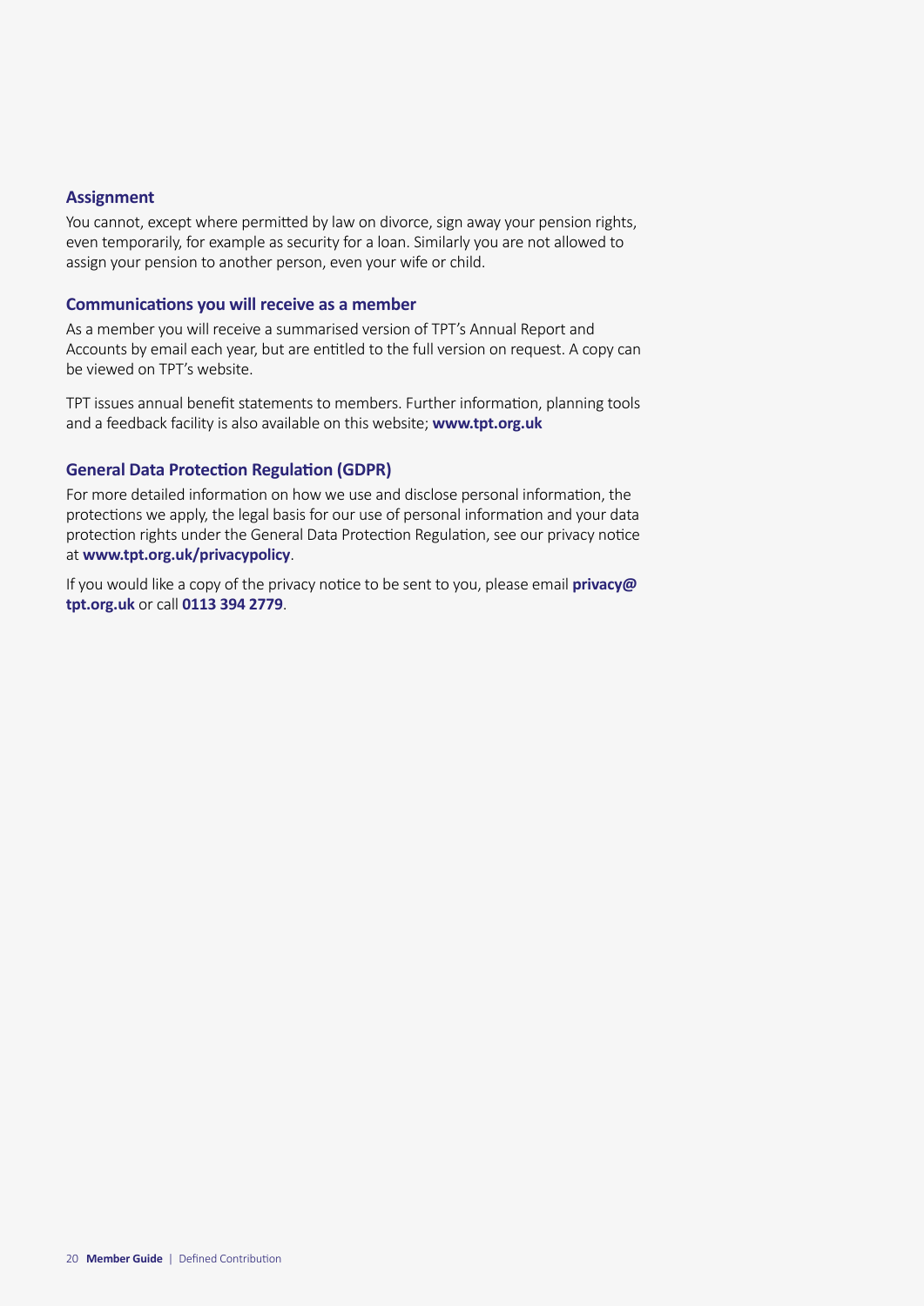## Assignment

You cannot, except where permitted by law on divorce, sign away your pension rights, even temporarily, for example as security for a loan. Similarly you are not allowed to assign your pension to another person, even your wife or child.

## Communications you will receive as a member

As a member you will receive a summarised version of TPT's Annual Report and Accounts by email each year, but are entitled to the full version on request. A copy can be viewed on TPT's website.

TPT issues annual benefit statements to members. Further information, planning tools and a feedback facility is also available on this website; **www.tpt.org.uk**

## General Data Protection Regulation (GDPR)

For more detailed information on how we use and disclose personal information, the protections we apply, the legal basis for our use of personal information and your data protection rights under the General Data Protection Regulation, see our privacy notice at **www.tpt.org.uk/privacypolicy**.

If you would like a copy of the privacy notice to be sent to you, please email **privacy@tpt.org.uk** or call **0113 394 2779**.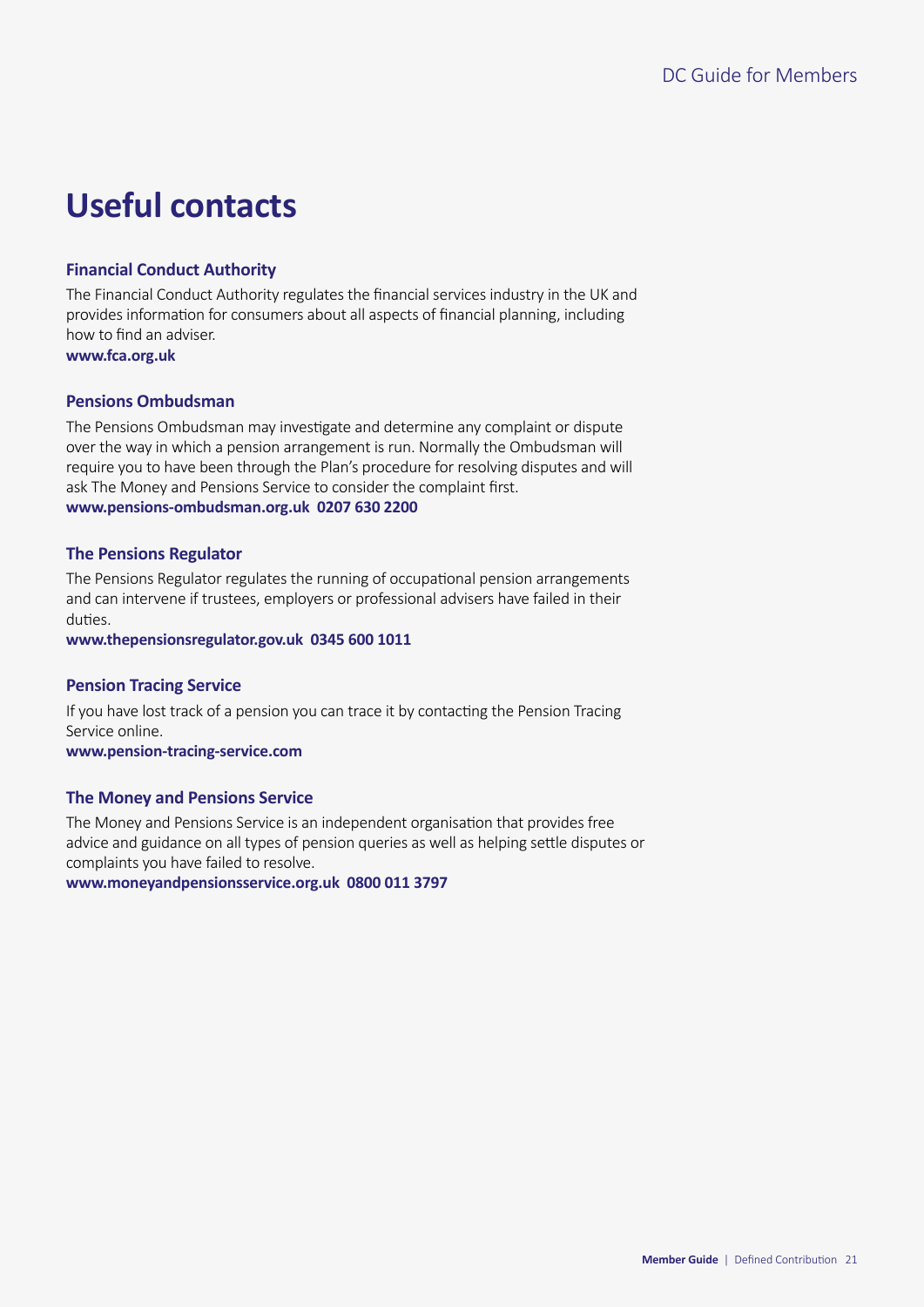# Useful contacts

### Financial Conduct Authority

The Financial Conduct Authority regulates the financial services industry in the UK and provides information for consumers about all aspects of financial planning, including how to find an adviser.
**www.fca.org.uk**

### Pensions Ombudsman

The Pensions Ombudsman may investigate and determine any complaint or dispute over the way in which a pension arrangement is run. Normally the Ombudsman will require you to have been through the Plan's procedure for resolving disputes and will ask The Money and Pensions Service to consider the complaint first.
**www.pensions-ombudsman.org.uk 0207 630 2200**

### The Pensions Regulator

The Pensions Regulator regulates the running of occupational pension arrangements and can intervene if trustees, employers or professional advisers have failed in their duties.
**www.thepensionsregulator.gov.uk 0345 600 1011**

### Pension Tracing Service

If you have lost track of a pension you can trace it by contacting the Pension Tracing Service online.
**www.pension-tracing-service.com**

### The Money and Pensions Service

The Money and Pensions Service is an independent organisation that provides free advice and guidance on all types of pension queries as well as helping settle disputes or complaints you have failed to resolve.
**www.moneyandpensionsservice.org.uk 0800 011 3797**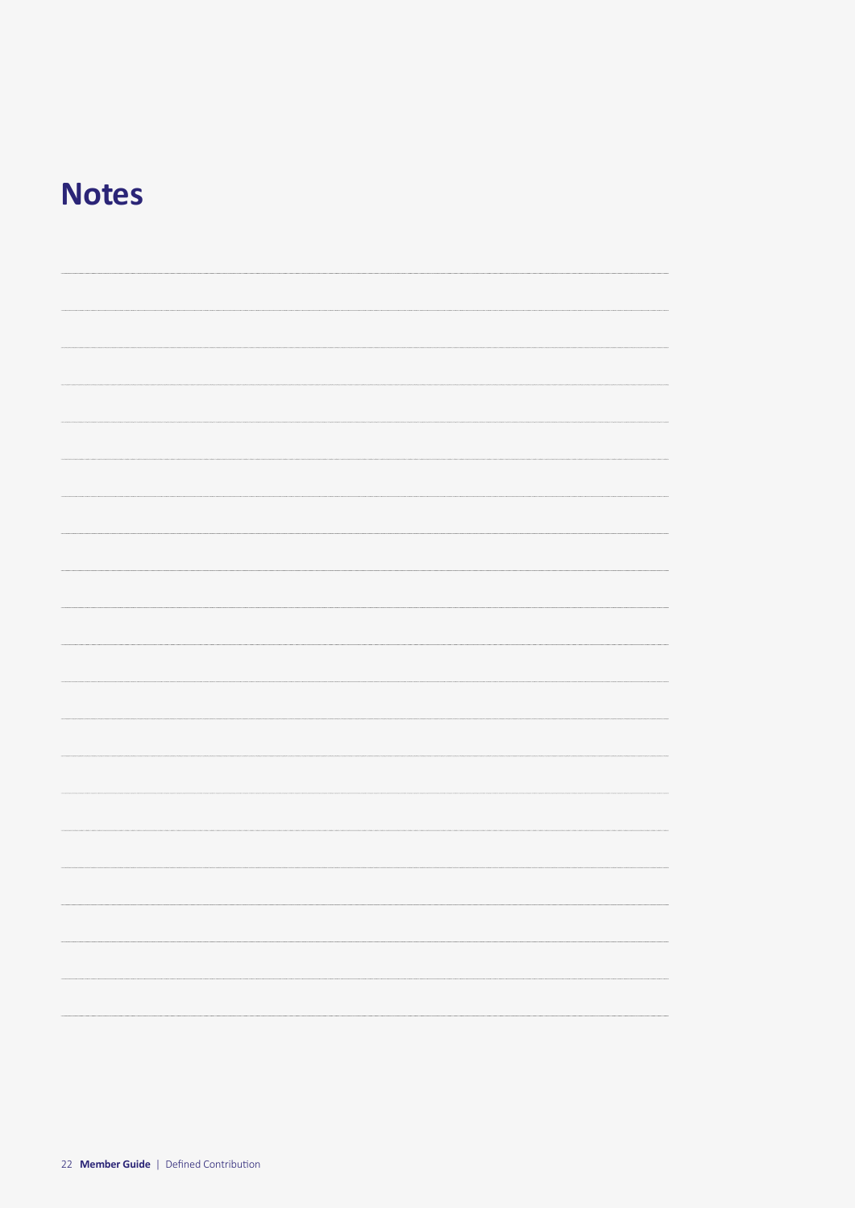# Notes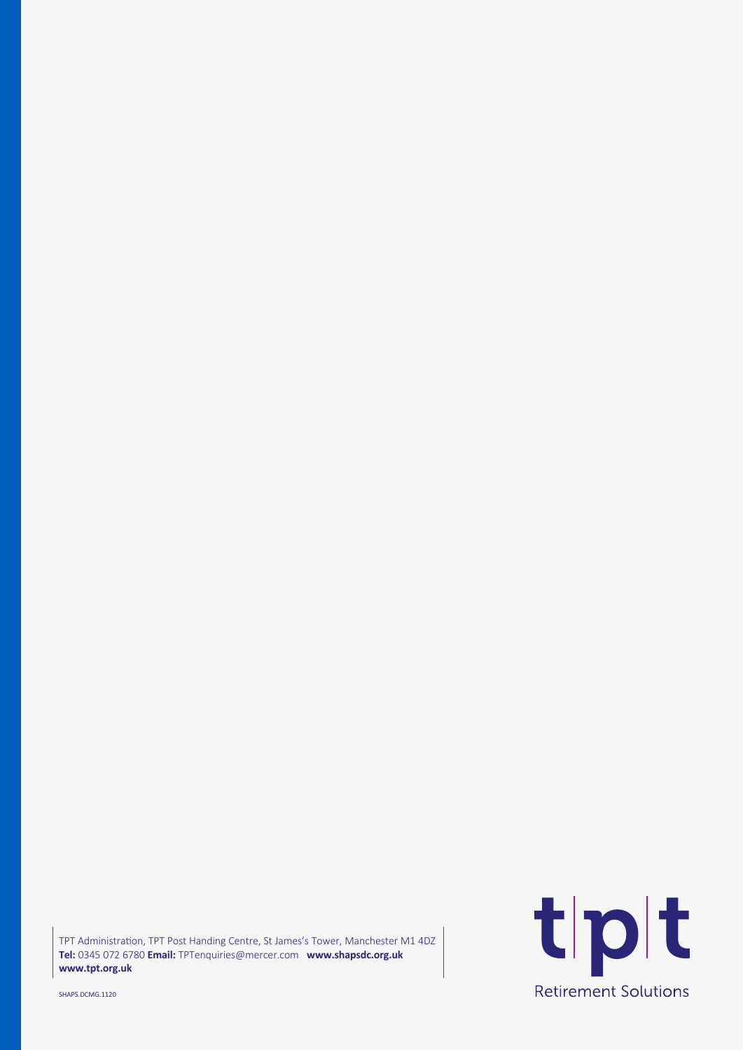TPT Administration, TPT Post Handing Centre, St James's Tower, Manchester M1 4DZ
**Tel:** 0345 072 6780 **Email:** TPTenquiries@mercer.com **www.shapsdc.org.uk**
**www.tpt.org.uk**

SHAPS.DCMG.1120

tpt
Retirement Solutions